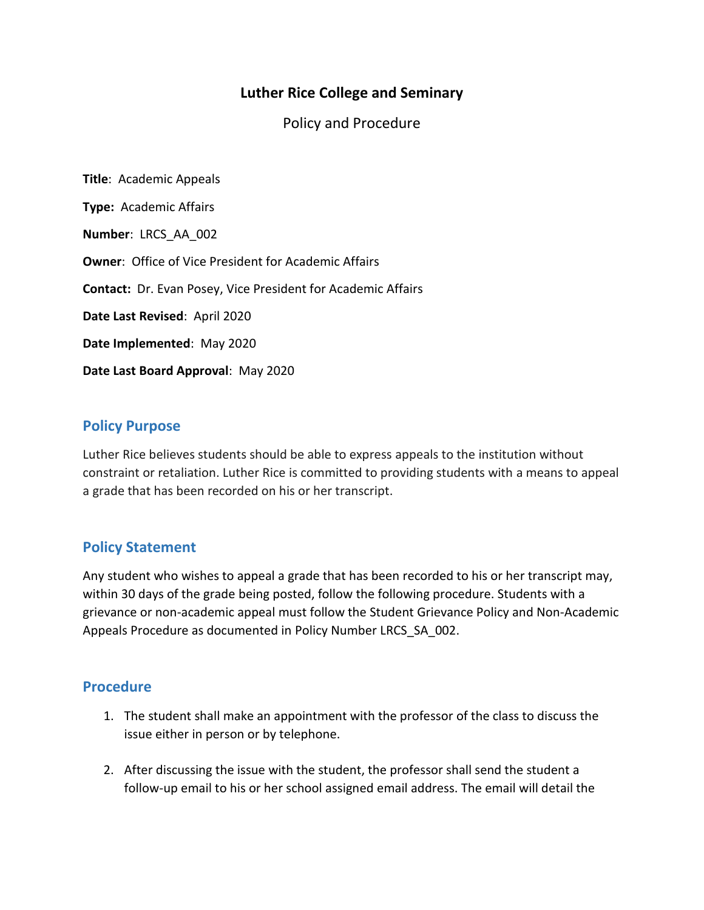# Luther Rice College and Seminary

Policy and Procedure

**Title**: Academic Appeals

**Type:** Academic Affairs

**Number**: LRCS_AA_002

**Owner**: Office of Vice President for Academic Affairs

**Contact:** Dr. Evan Posey, Vice President for Academic Affairs

**Date Last Revised**: April 2020

**Date Implemented**: May 2020

**Date Last Board Approval**: May 2020

## Policy Purpose

Luther Rice believes students should be able to express appeals to the institution without constraint or retaliation. Luther Rice is committed to providing students with a means to appeal a grade that has been recorded on his or her transcript.

## Policy Statement

Any student who wishes to appeal a grade that has been recorded to his or her transcript may, within 30 days of the grade being posted, follow the following procedure. Students with a grievance or non-academic appeal must follow the Student Grievance Policy and Non-Academic Appeals Procedure as documented in Policy Number LRCS_SA_002.

## Procedure

1. The student shall make an appointment with the professor of the class to discuss the issue either in person or by telephone.

2. After discussing the issue with the student, the professor shall send the student a follow-up email to his or her school assigned email address. The email will detail the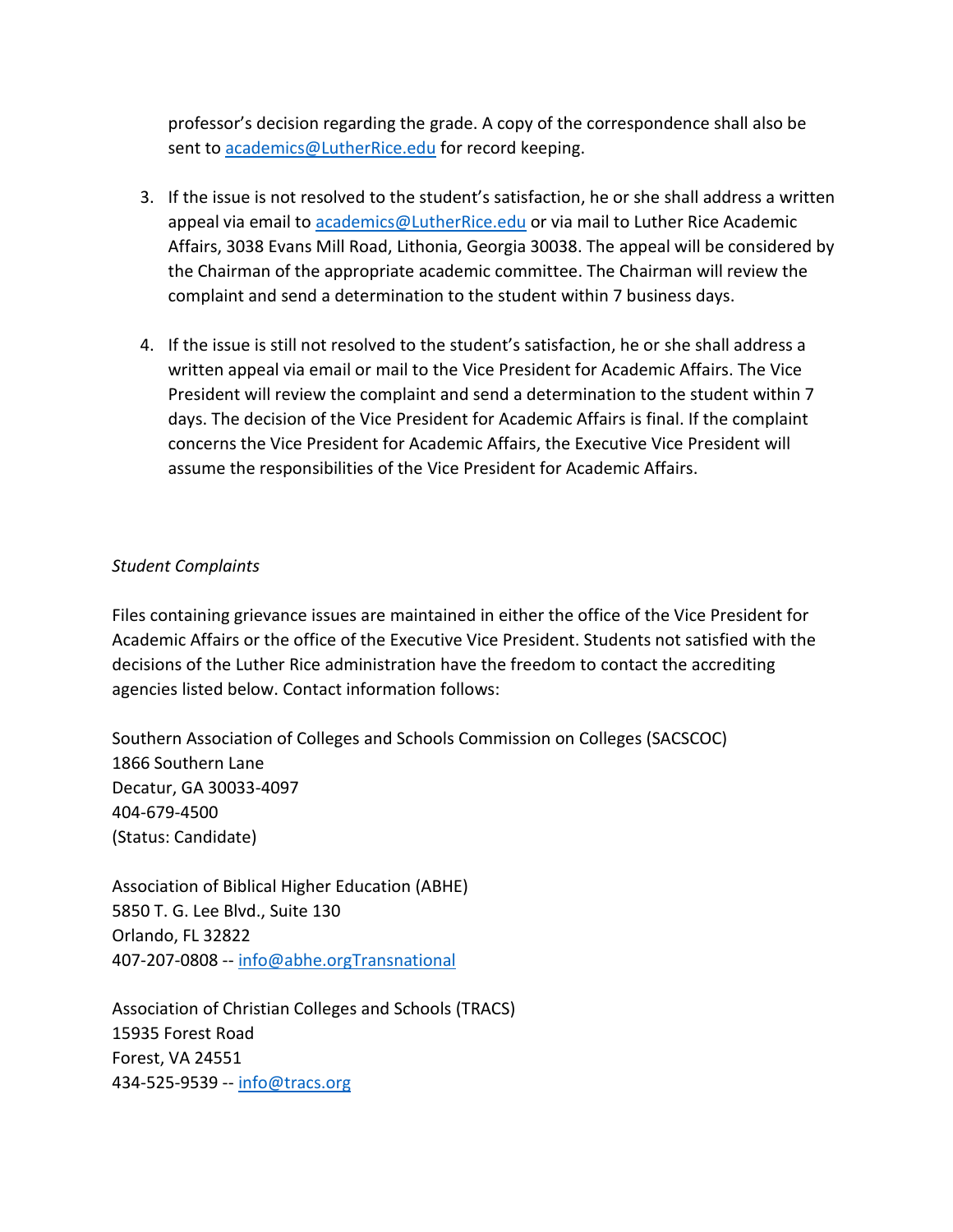professor's decision regarding the grade. A copy of the correspondence shall also be sent to academics@LutherRice.edu for record keeping.

3. If the issue is not resolved to the student's satisfaction, he or she shall address a written appeal via email to academics@LutherRice.edu or via mail to Luther Rice Academic Affairs, 3038 Evans Mill Road, Lithonia, Georgia 30038. The appeal will be considered by the Chairman of the appropriate academic committee. The Chairman will review the complaint and send a determination to the student within 7 business days.

4. If the issue is still not resolved to the student's satisfaction, he or she shall address a written appeal via email or mail to the Vice President for Academic Affairs. The Vice President will review the complaint and send a determination to the student within 7 days. The decision of the Vice President for Academic Affairs is final. If the complaint concerns the Vice President for Academic Affairs, the Executive Vice President will assume the responsibilities of the Vice President for Academic Affairs.

*Student Complaints*

Files containing grievance issues are maintained in either the office of the Vice President for Academic Affairs or the office of the Executive Vice President. Students not satisfied with the decisions of the Luther Rice administration have the freedom to contact the accrediting agencies listed below. Contact information follows:

Southern Association of Colleges and Schools Commission on Colleges (SACSCOC)
1866 Southern Lane
Decatur, GA 30033-4097
404-679-4500
(Status: Candidate)

Association of Biblical Higher Education (ABHE)
5850 T. G. Lee Blvd., Suite 130
Orlando, FL 32822
407-207-0808 -- info@abhe.orgTransnational

Association of Christian Colleges and Schools (TRACS)
15935 Forest Road
Forest, VA 24551
434-525-9539 -- info@tracs.org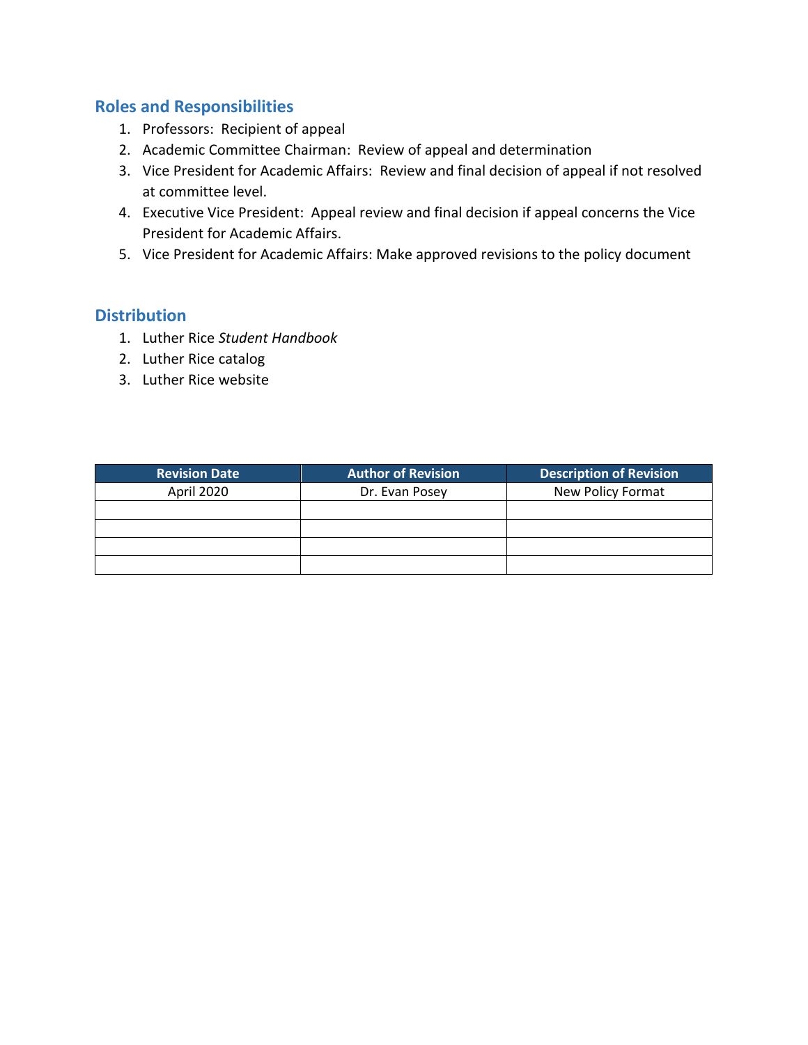## Roles and Responsibilities

1. Professors: Recipient of appeal
2. Academic Committee Chairman: Review of appeal and determination
3. Vice President for Academic Affairs: Review and final decision of appeal if not resolved at committee level.
4. Executive Vice President: Appeal review and final decision if appeal concerns the Vice President for Academic Affairs.
5. Vice President for Academic Affairs: Make approved revisions to the policy document

## Distribution

1. Luther Rice *Student Handbook*
2. Luther Rice catalog
3. Luther Rice website

| Revision Date | Author of Revision | Description of Revision |
|---|---|---|
| April 2020 | Dr. Evan Posey | New Policy Format |
| | | |
| | | |
| | | |
| | | |